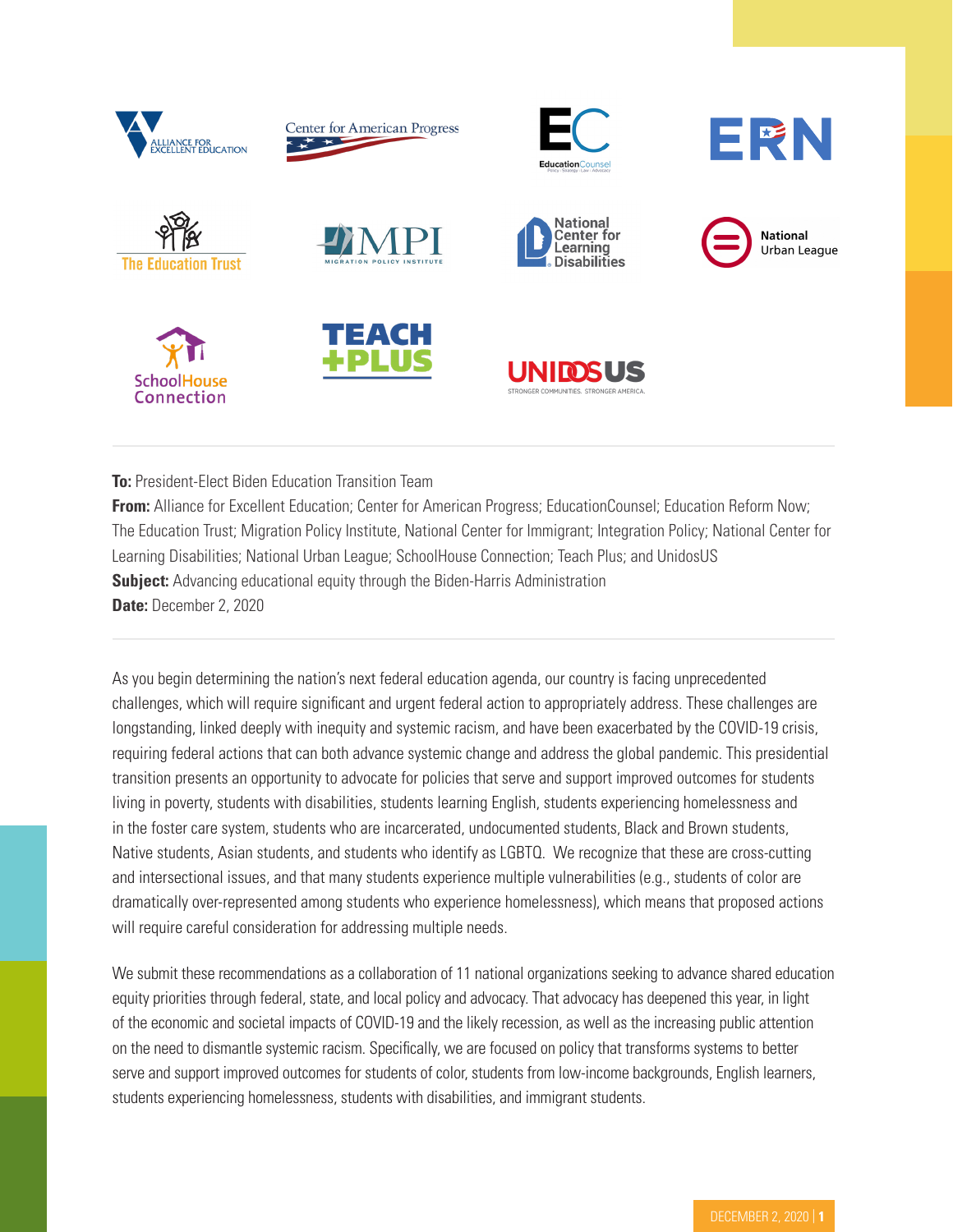**To:** President-Elect Biden Education Transition Team
**From:** Alliance for Excellent Education; Center for American Progress; EducationCounsel; Education Reform Now; The Education Trust; Migration Policy Institute, National Center for Immigrant; Integration Policy; National Center for Learning Disabilities; National Urban League; SchoolHouse Connection; Teach Plus; and UnidosUS
**Subject:** Advancing educational equity through the Biden-Harris Administration
**Date:** December 2, 2020

As you begin determining the nation's next federal education agenda, our country is facing unprecedented challenges, which will require significant and urgent federal action to appropriately address. These challenges are longstanding, linked deeply with inequity and systemic racism, and have been exacerbated by the COVID-19 crisis, requiring federal actions that can both advance systemic change and address the global pandemic. This presidential transition presents an opportunity to advocate for policies that serve and support improved outcomes for students living in poverty, students with disabilities, students learning English, students experiencing homelessness and in the foster care system, students who are incarcerated, undocumented students, Black and Brown students, Native students, Asian students, and students who identify as LGBTQ. We recognize that these are cross-cutting and intersectional issues, and that many students experience multiple vulnerabilities (e.g., students of color are dramatically over-represented among students who experience homelessness), which means that proposed actions will require careful consideration for addressing multiple needs.

We submit these recommendations as a collaboration of 11 national organizations seeking to advance shared education equity priorities through federal, state, and local policy and advocacy. That advocacy has deepened this year, in light of the economic and societal impacts of COVID-19 and the likely recession, as well as the increasing public attention on the need to dismantle systemic racism. Specifically, we are focused on policy that transforms systems to better serve and support improved outcomes for students of color, students from low-income backgrounds, English learners, students experiencing homelessness, students with disabilities, and immigrant students.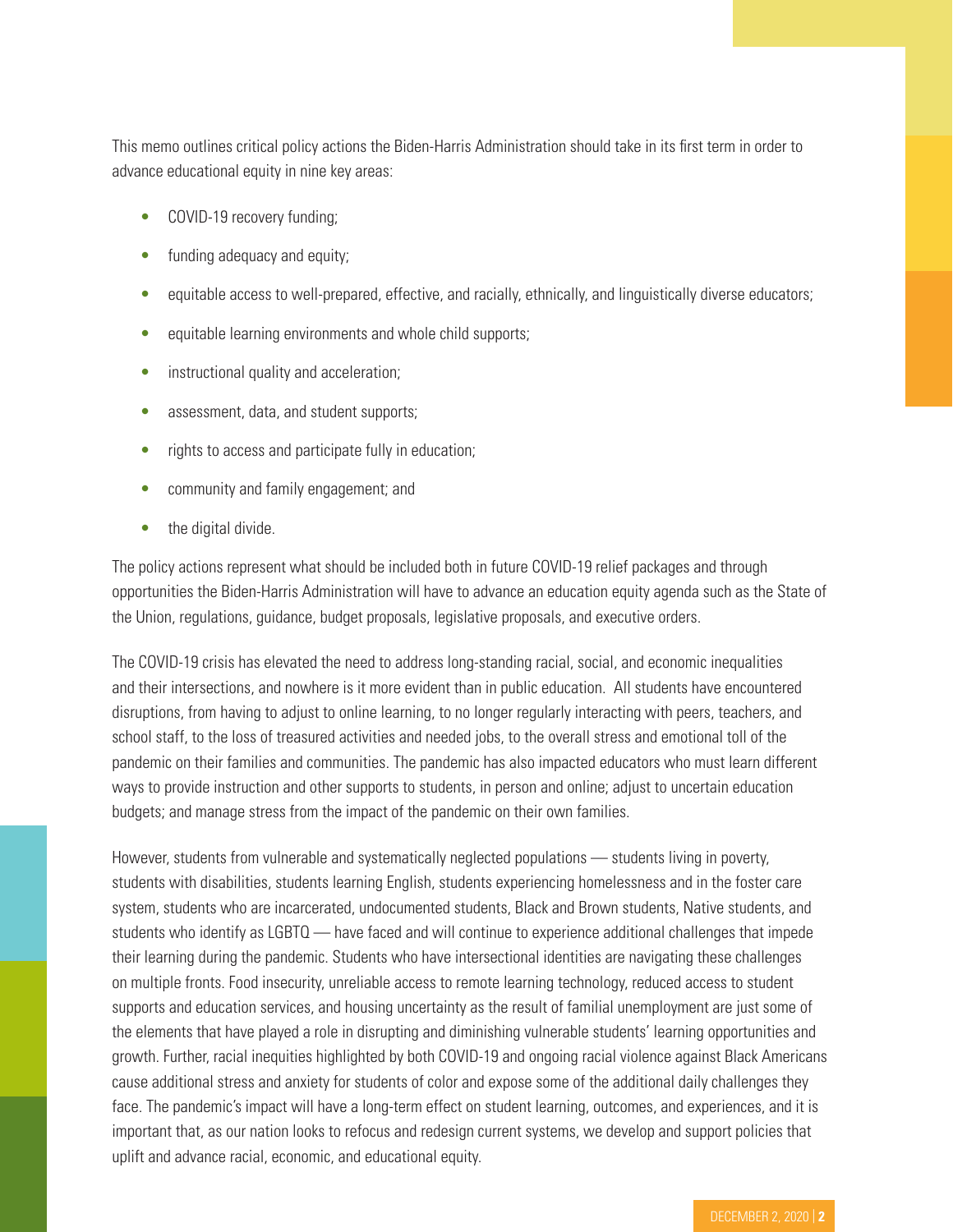This memo outlines critical policy actions the Biden-Harris Administration should take in its first term in order to advance educational equity in nine key areas:

- COVID-19 recovery funding;
- funding adequacy and equity;
- equitable access to well-prepared, effective, and racially, ethnically, and linguistically diverse educators;
- equitable learning environments and whole child supports;
- instructional quality and acceleration;
- assessment, data, and student supports;
- rights to access and participate fully in education;
- community and family engagement; and
- the digital divide.

The policy actions represent what should be included both in future COVID-19 relief packages and through opportunities the Biden-Harris Administration will have to advance an education equity agenda such as the State of the Union, regulations, guidance, budget proposals, legislative proposals, and executive orders.

The COVID-19 crisis has elevated the need to address long-standing racial, social, and economic inequalities and their intersections, and nowhere is it more evident than in public education. All students have encountered disruptions, from having to adjust to online learning, to no longer regularly interacting with peers, teachers, and school staff, to the loss of treasured activities and needed jobs, to the overall stress and emotional toll of the pandemic on their families and communities. The pandemic has also impacted educators who must learn different ways to provide instruction and other supports to students, in person and online; adjust to uncertain education budgets; and manage stress from the impact of the pandemic on their own families.

However, students from vulnerable and systematically neglected populations — students living in poverty, students with disabilities, students learning English, students experiencing homelessness and in the foster care system, students who are incarcerated, undocumented students, Black and Brown students, Native students, and students who identify as LGBTQ — have faced and will continue to experience additional challenges that impede their learning during the pandemic. Students who have intersectional identities are navigating these challenges on multiple fronts. Food insecurity, unreliable access to remote learning technology, reduced access to student supports and education services, and housing uncertainty as the result of familial unemployment are just some of the elements that have played a role in disrupting and diminishing vulnerable students' learning opportunities and growth. Further, racial inequities highlighted by both COVID-19 and ongoing racial violence against Black Americans cause additional stress and anxiety for students of color and expose some of the additional daily challenges they face. The pandemic's impact will have a long-term effect on student learning, outcomes, and experiences, and it is important that, as our nation looks to refocus and redesign current systems, we develop and support policies that uplift and advance racial, economic, and educational equity.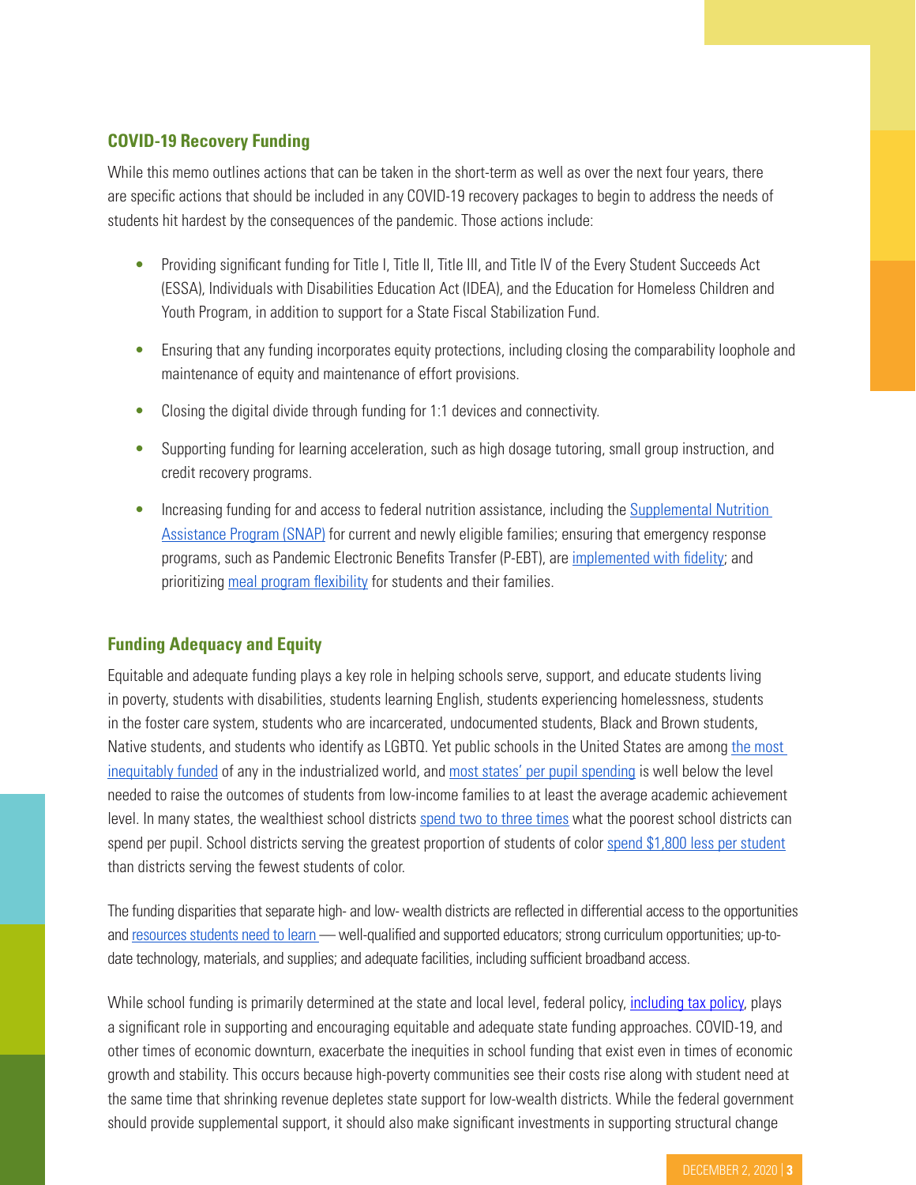## COVID-19 Recovery Funding

While this memo outlines actions that can be taken in the short-term as well as over the next four years, there are specific actions that should be included in any COVID-19 recovery packages to begin to address the needs of students hit hardest by the consequences of the pandemic. Those actions include:

- Providing significant funding for Title I, Title II, Title III, and Title IV of the Every Student Succeeds Act (ESSA), Individuals with Disabilities Education Act (IDEA), and the Education for Homeless Children and Youth Program, in addition to support for a State Fiscal Stabilization Fund.
- Ensuring that any funding incorporates equity protections, including closing the comparability loophole and maintenance of equity and maintenance of effort provisions.
- Closing the digital divide through funding for 1:1 devices and connectivity.
- Supporting funding for learning acceleration, such as high dosage tutoring, small group instruction, and credit recovery programs.
- Increasing funding for and access to federal nutrition assistance, including the Supplemental Nutrition Assistance Program (SNAP) for current and newly eligible families; ensuring that emergency response programs, such as Pandemic Electronic Benefits Transfer (P-EBT), are implemented with fidelity; and prioritizing meal program flexibility for students and their families.

## Funding Adequacy and Equity

Equitable and adequate funding plays a key role in helping schools serve, support, and educate students living in poverty, students with disabilities, students learning English, students experiencing homelessness, students in the foster care system, students who are incarcerated, undocumented students, Black and Brown students, Native students, and students who identify as LGBTQ. Yet public schools in the United States are among the most inequitably funded of any in the industrialized world, and most states' per pupil spending is well below the level needed to raise the outcomes of students from low-income families to at least the average academic achievement level. In many states, the wealthiest school districts spend two to three times what the poorest school districts can spend per pupil. School districts serving the greatest proportion of students of color spend $1,800 less per student than districts serving the fewest students of color.

The funding disparities that separate high- and low- wealth districts are reflected in differential access to the opportunities and resources students need to learn — well-qualified and supported educators; strong curriculum opportunities; up-to-date technology, materials, and supplies; and adequate facilities, including sufficient broadband access.

While school funding is primarily determined at the state and local level, federal policy, including tax policy, plays a significant role in supporting and encouraging equitable and adequate state funding approaches. COVID-19, and other times of economic downturn, exacerbate the inequities in school funding that exist even in times of economic growth and stability. This occurs because high-poverty communities see their costs rise along with student need at the same time that shrinking revenue depletes state support for low-wealth districts. While the federal government should provide supplemental support, it should also make significant investments in supporting structural change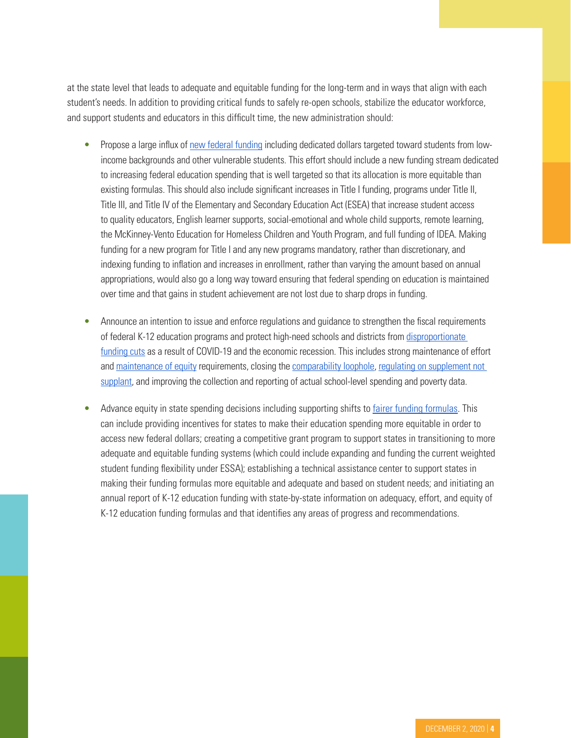at the state level that leads to adequate and equitable funding for the long-term and in ways that align with each student's needs. In addition to providing critical funds to safely re-open schools, stabilize the educator workforce, and support students and educators in this difficult time, the new administration should:

- Propose a large influx of new federal funding including dedicated dollars targeted toward students from low-income backgrounds and other vulnerable students. This effort should include a new funding stream dedicated to increasing federal education spending that is well targeted so that its allocation is more equitable than existing formulas. This should also include significant increases in Title I funding, programs under Title II, Title III, and Title IV of the Elementary and Secondary Education Act (ESEA) that increase student access to quality educators, English learner supports, social-emotional and whole child supports, remote learning, the McKinney-Vento Education for Homeless Children and Youth Program, and full funding of IDEA. Making funding for a new program for Title I and any new programs mandatory, rather than discretionary, and indexing funding to inflation and increases in enrollment, rather than varying the amount based on annual appropriations, would also go a long way toward ensuring that federal spending on education is maintained over time and that gains in student achievement are not lost due to sharp drops in funding.

- Announce an intention to issue and enforce regulations and guidance to strengthen the fiscal requirements of federal K-12 education programs and protect high-need schools and districts from disproportionate funding cuts as a result of COVID-19 and the economic recession. This includes strong maintenance of effort and maintenance of equity requirements, closing the comparability loophole, regulating on supplement not supplant, and improving the collection and reporting of actual school-level spending and poverty data.

- Advance equity in state spending decisions including supporting shifts to fairer funding formulas. This can include providing incentives for states to make their education spending more equitable in order to access new federal dollars; creating a competitive grant program to support states in transitioning to more adequate and equitable funding systems (which could include expanding and funding the current weighted student funding flexibility under ESSA); establishing a technical assistance center to support states in making their funding formulas more equitable and adequate and based on student needs; and initiating an annual report of K-12 education funding with state-by-state information on adequacy, effort, and equity of K-12 education funding formulas and that identifies any areas of progress and recommendations.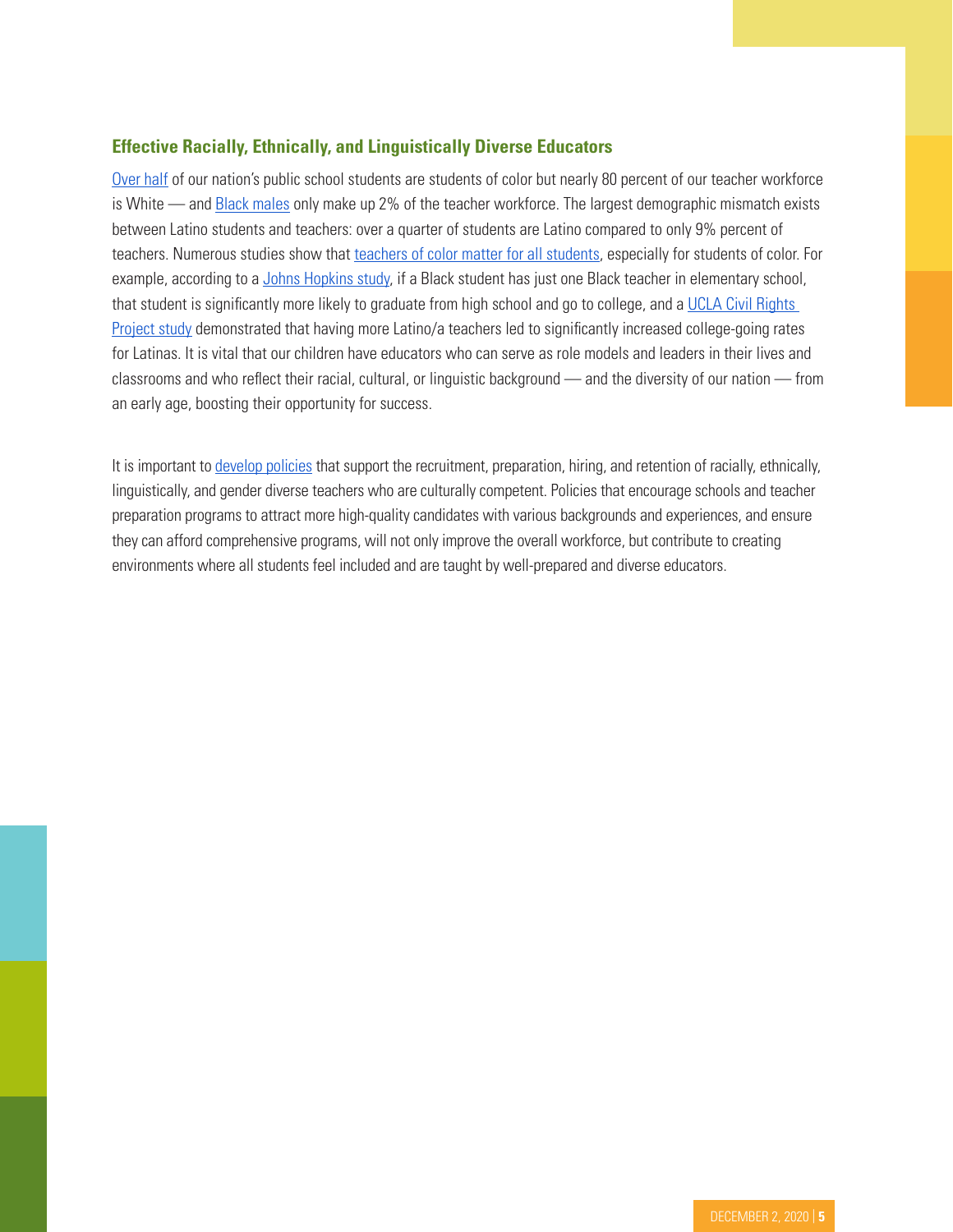### Effective Racially, Ethnically, and Linguistically Diverse Educators

Over half of our nation's public school students are students of color but nearly 80 percent of our teacher workforce is White — and Black males only make up 2% of the teacher workforce. The largest demographic mismatch exists between Latino students and teachers: over a quarter of students are Latino compared to only 9% percent of teachers. Numerous studies show that teachers of color matter for all students, especially for students of color. For example, according to a Johns Hopkins study, if a Black student has just one Black teacher in elementary school, that student is significantly more likely to graduate from high school and go to college, and a UCLA Civil Rights Project study demonstrated that having more Latino/a teachers led to significantly increased college-going rates for Latinas. It is vital that our children have educators who can serve as role models and leaders in their lives and classrooms and who reflect their racial, cultural, or linguistic background — and the diversity of our nation — from an early age, boosting their opportunity for success.

It is important to develop policies that support the recruitment, preparation, hiring, and retention of racially, ethnically, linguistically, and gender diverse teachers who are culturally competent. Policies that encourage schools and teacher preparation programs to attract more high-quality candidates with various backgrounds and experiences, and ensure they can afford comprehensive programs, will not only improve the overall workforce, but contribute to creating environments where all students feel included and are taught by well-prepared and diverse educators.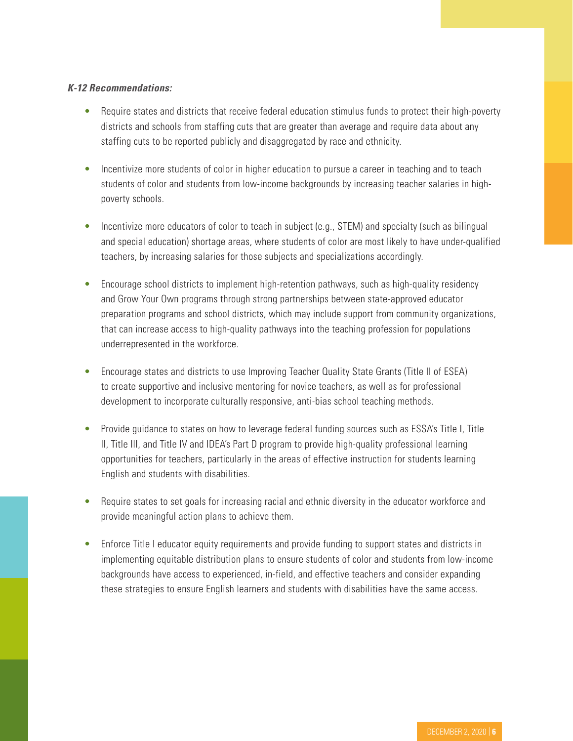***K-12 Recommendations:***

- Require states and districts that receive federal education stimulus funds to protect their high-poverty districts and schools from staffing cuts that are greater than average and require data about any staffing cuts to be reported publicly and disaggregated by race and ethnicity.

- Incentivize more students of color in higher education to pursue a career in teaching and to teach students of color and students from low-income backgrounds by increasing teacher salaries in high-poverty schools.

- Incentivize more educators of color to teach in subject (e.g., STEM) and specialty (such as bilingual and special education) shortage areas, where students of color are most likely to have under-qualified teachers, by increasing salaries for those subjects and specializations accordingly.

- Encourage school districts to implement high-retention pathways, such as high-quality residency and Grow Your Own programs through strong partnerships between state-approved educator preparation programs and school districts, which may include support from community organizations, that can increase access to high-quality pathways into the teaching profession for populations underrepresented in the workforce.

- Encourage states and districts to use Improving Teacher Quality State Grants (Title II of ESEA) to create supportive and inclusive mentoring for novice teachers, as well as for professional development to incorporate culturally responsive, anti-bias school teaching methods.

- Provide guidance to states on how to leverage federal funding sources such as ESSA's Title I, Title II, Title III, and Title IV and IDEA's Part D program to provide high-quality professional learning opportunities for teachers, particularly in the areas of effective instruction for students learning English and students with disabilities.

- Require states to set goals for increasing racial and ethnic diversity in the educator workforce and provide meaningful action plans to achieve them.

- Enforce Title I educator equity requirements and provide funding to support states and districts in implementing equitable distribution plans to ensure students of color and students from low-income backgrounds have access to experienced, in-field, and effective teachers and consider expanding these strategies to ensure English learners and students with disabilities have the same access.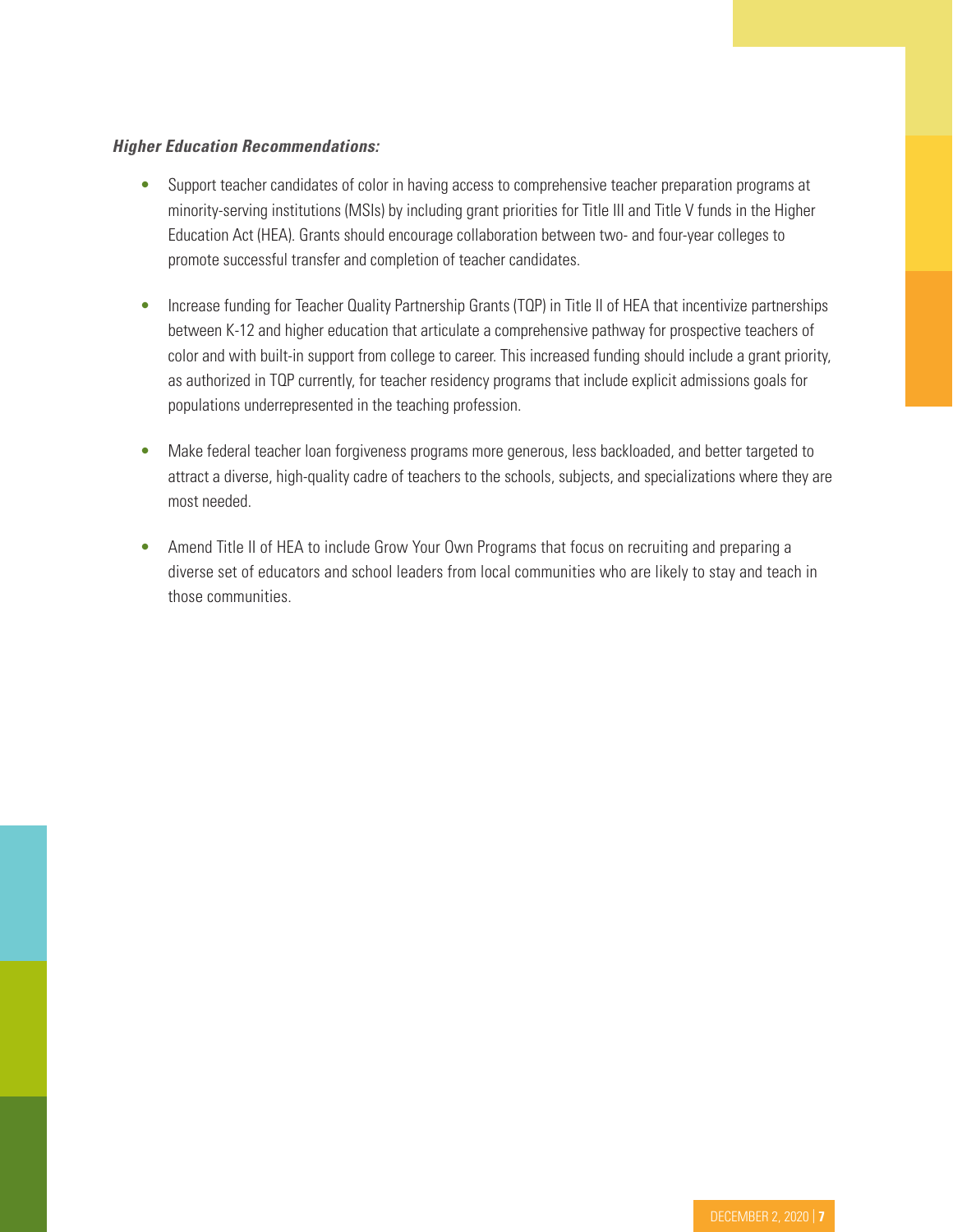***Higher Education Recommendations:***

- Support teacher candidates of color in having access to comprehensive teacher preparation programs at minority-serving institutions (MSIs) by including grant priorities for Title III and Title V funds in the Higher Education Act (HEA). Grants should encourage collaboration between two- and four-year colleges to promote successful transfer and completion of teacher candidates.

- Increase funding for Teacher Quality Partnership Grants (TQP) in Title II of HEA that incentivize partnerships between K-12 and higher education that articulate a comprehensive pathway for prospective teachers of color and with built-in support from college to career. This increased funding should include a grant priority, as authorized in TQP currently, for teacher residency programs that include explicit admissions goals for populations underrepresented in the teaching profession.

- Make federal teacher loan forgiveness programs more generous, less backloaded, and better targeted to attract a diverse, high-quality cadre of teachers to the schools, subjects, and specializations where they are most needed.

- Amend Title II of HEA to include Grow Your Own Programs that focus on recruiting and preparing a diverse set of educators and school leaders from local communities who are likely to stay and teach in those communities.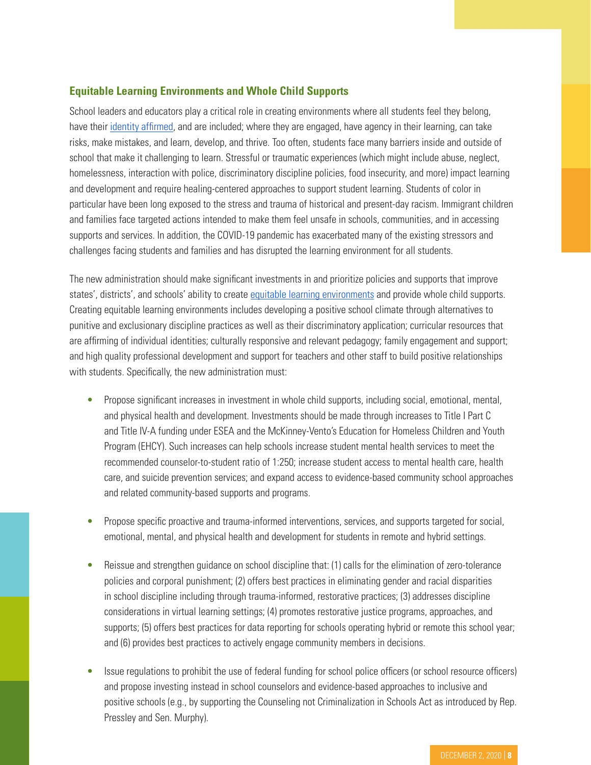### Equitable Learning Environments and Whole Child Supports

School leaders and educators play a critical role in creating environments where all students feel they belong, have their identity affirmed, and are included; where they are engaged, have agency in their learning, can take risks, make mistakes, and learn, develop, and thrive. Too often, students face many barriers inside and outside of school that make it challenging to learn. Stressful or traumatic experiences (which might include abuse, neglect, homelessness, interaction with police, discriminatory discipline policies, food insecurity, and more) impact learning and development and require healing-centered approaches to support student learning. Students of color in particular have been long exposed to the stress and trauma of historical and present-day racism. Immigrant children and families face targeted actions intended to make them feel unsafe in schools, communities, and in accessing supports and services. In addition, the COVID-19 pandemic has exacerbated many of the existing stressors and challenges facing students and families and has disrupted the learning environment for all students.

The new administration should make significant investments in and prioritize policies and supports that improve states', districts', and schools' ability to create equitable learning environments and provide whole child supports. Creating equitable learning environments includes developing a positive school climate through alternatives to punitive and exclusionary discipline practices as well as their discriminatory application; curricular resources that are affirming of individual identities; culturally responsive and relevant pedagogy; family engagement and support; and high quality professional development and support for teachers and other staff to build positive relationships with students. Specifically, the new administration must:

- Propose significant increases in investment in whole child supports, including social, emotional, mental, and physical health and development. Investments should be made through increases to Title I Part C and Title IV-A funding under ESEA and the McKinney-Vento's Education for Homeless Children and Youth Program (EHCY). Such increases can help schools increase student mental health services to meet the recommended counselor-to-student ratio of 1:250; increase student access to mental health care, health care, and suicide prevention services; and expand access to evidence-based community school approaches and related community-based supports and programs.

- Propose specific proactive and trauma-informed interventions, services, and supports targeted for social, emotional, mental, and physical health and development for students in remote and hybrid settings.

- Reissue and strengthen guidance on school discipline that: (1) calls for the elimination of zero-tolerance policies and corporal punishment; (2) offers best practices in eliminating gender and racial disparities in school discipline including through trauma-informed, restorative practices; (3) addresses discipline considerations in virtual learning settings; (4) promotes restorative justice programs, approaches, and supports; (5) offers best practices for data reporting for schools operating hybrid or remote this school year; and (6) provides best practices to actively engage community members in decisions.

- Issue regulations to prohibit the use of federal funding for school police officers (or school resource officers) and propose investing instead in school counselors and evidence-based approaches to inclusive and positive schools (e.g., by supporting the Counseling not Criminalization in Schools Act as introduced by Rep. Pressley and Sen. Murphy).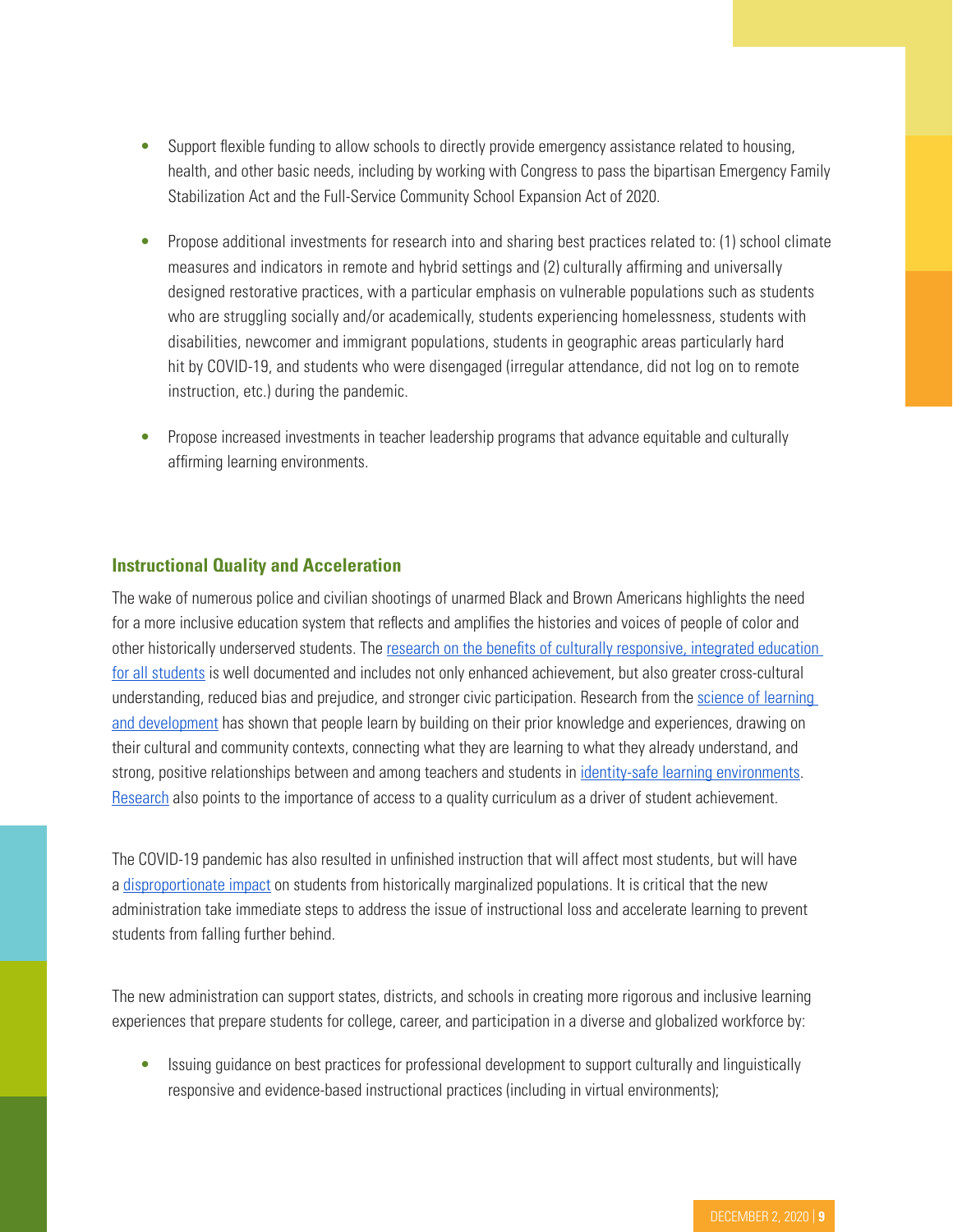- Support flexible funding to allow schools to directly provide emergency assistance related to housing, health, and other basic needs, including by working with Congress to pass the bipartisan Emergency Family Stabilization Act and the Full-Service Community School Expansion Act of 2020.
- Propose additional investments for research into and sharing best practices related to: (1) school climate measures and indicators in remote and hybrid settings and (2) culturally affirming and universally designed restorative practices, with a particular emphasis on vulnerable populations such as students who are struggling socially and/or academically, students experiencing homelessness, students with disabilities, newcomer and immigrant populations, students in geographic areas particularly hard hit by COVID-19, and students who were disengaged (irregular attendance, did not log on to remote instruction, etc.) during the pandemic.
- Propose increased investments in teacher leadership programs that advance equitable and culturally affirming learning environments.

### Instructional Quality and Acceleration

The wake of numerous police and civilian shootings of unarmed Black and Brown Americans highlights the need for a more inclusive education system that reflects and amplifies the histories and voices of people of color and other historically underserved students. The research on the benefits of culturally responsive, integrated education for all students is well documented and includes not only enhanced achievement, but also greater cross-cultural understanding, reduced bias and prejudice, and stronger civic participation. Research from the science of learning and development has shown that people learn by building on their prior knowledge and experiences, drawing on their cultural and community contexts, connecting what they are learning to what they already understand, and strong, positive relationships between and among teachers and students in identity-safe learning environments. Research also points to the importance of access to a quality curriculum as a driver of student achievement.

The COVID-19 pandemic has also resulted in unfinished instruction that will affect most students, but will have a disproportionate impact on students from historically marginalized populations. It is critical that the new administration take immediate steps to address the issue of instructional loss and accelerate learning to prevent students from falling further behind.

The new administration can support states, districts, and schools in creating more rigorous and inclusive learning experiences that prepare students for college, career, and participation in a diverse and globalized workforce by:

- Issuing guidance on best practices for professional development to support culturally and linguistically responsive and evidence-based instructional practices (including in virtual environments);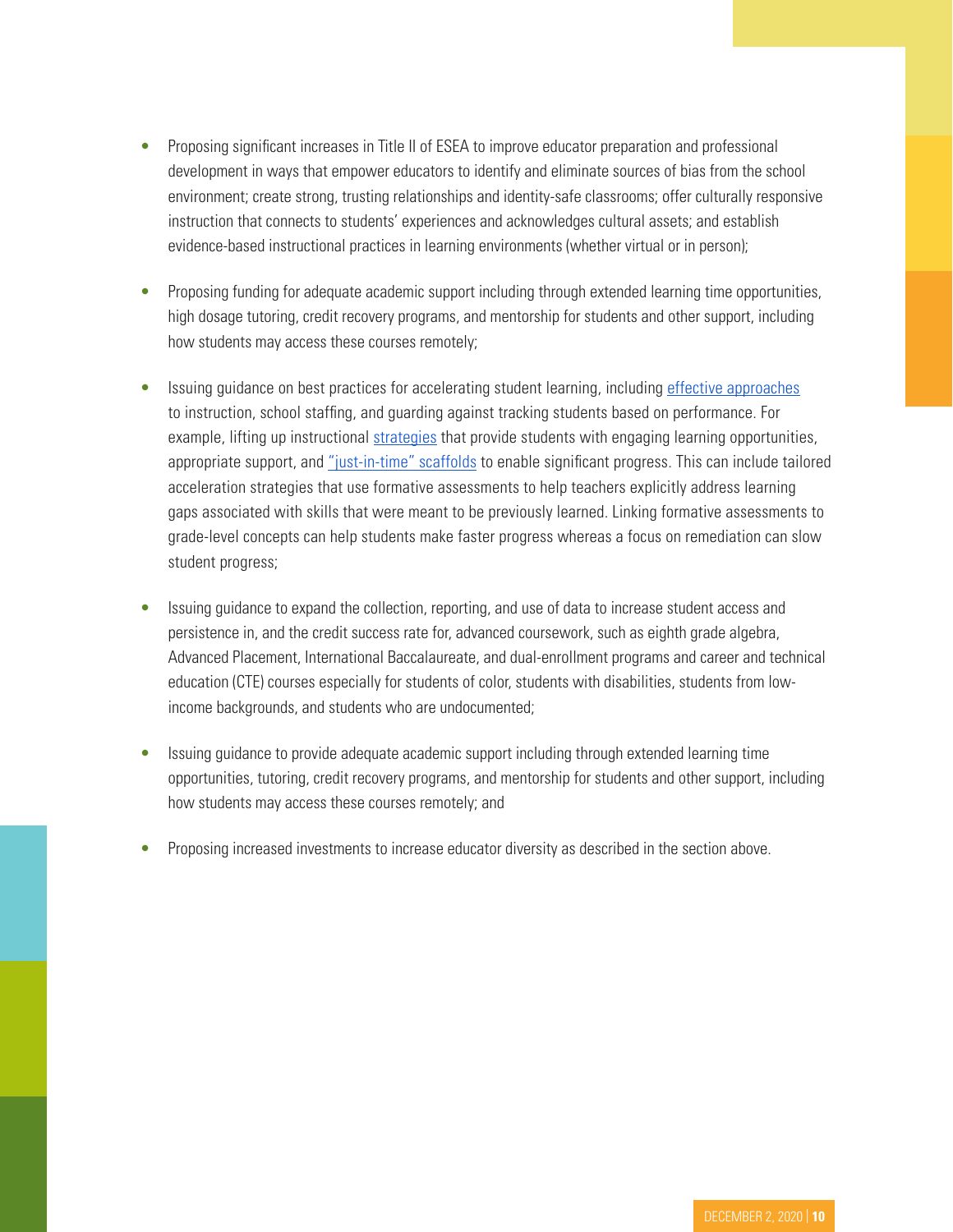- Proposing significant increases in Title II of ESEA to improve educator preparation and professional development in ways that empower educators to identify and eliminate sources of bias from the school environment; create strong, trusting relationships and identity-safe classrooms; offer culturally responsive instruction that connects to students' experiences and acknowledges cultural assets; and establish evidence-based instructional practices in learning environments (whether virtual or in person);

- Proposing funding for adequate academic support including through extended learning time opportunities, high dosage tutoring, credit recovery programs, and mentorship for students and other support, including how students may access these courses remotely;

- Issuing guidance on best practices for accelerating student learning, including effective approaches to instruction, school staffing, and guarding against tracking students based on performance. For example, lifting up instructional strategies that provide students with engaging learning opportunities, appropriate support, and "just-in-time" scaffolds to enable significant progress. This can include tailored acceleration strategies that use formative assessments to help teachers explicitly address learning gaps associated with skills that were meant to be previously learned. Linking formative assessments to grade-level concepts can help students make faster progress whereas a focus on remediation can slow student progress;

- Issuing guidance to expand the collection, reporting, and use of data to increase student access and persistence in, and the credit success rate for, advanced coursework, such as eighth grade algebra, Advanced Placement, International Baccalaureate, and dual-enrollment programs and career and technical education (CTE) courses especially for students of color, students with disabilities, students from low-income backgrounds, and students who are undocumented;

- Issuing guidance to provide adequate academic support including through extended learning time opportunities, tutoring, credit recovery programs, and mentorship for students and other support, including how students may access these courses remotely; and

- Proposing increased investments to increase educator diversity as described in the section above.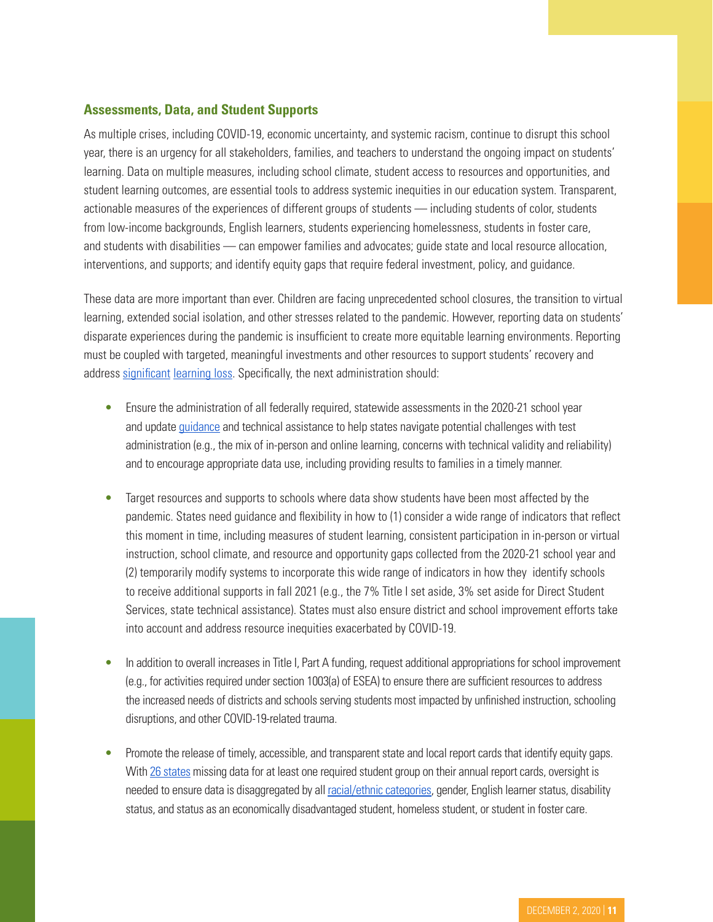### Assessments, Data, and Student Supports

As multiple crises, including COVID-19, economic uncertainty, and systemic racism, continue to disrupt this school year, there is an urgency for all stakeholders, families, and teachers to understand the ongoing impact on students' learning. Data on multiple measures, including school climate, student access to resources and opportunities, and student learning outcomes, are essential tools to address systemic inequities in our education system. Transparent, actionable measures of the experiences of different groups of students — including students of color, students from low-income backgrounds, English learners, students experiencing homelessness, students in foster care, and students with disabilities — can empower families and advocates; guide state and local resource allocation, interventions, and supports; and identify equity gaps that require federal investment, policy, and guidance.

These data are more important than ever. Children are facing unprecedented school closures, the transition to virtual learning, extended social isolation, and other stresses related to the pandemic. However, reporting data on students' disparate experiences during the pandemic is insufficient to create more equitable learning environments. Reporting must be coupled with targeted, meaningful investments and other resources to support students' recovery and address significant learning loss. Specifically, the next administration should:

- Ensure the administration of all federally required, statewide assessments in the 2020-21 school year and update guidance and technical assistance to help states navigate potential challenges with test administration (e.g., the mix of in-person and online learning, concerns with technical validity and reliability) and to encourage appropriate data use, including providing results to families in a timely manner.

- Target resources and supports to schools where data show students have been most affected by the pandemic. States need guidance and flexibility in how to (1) consider a wide range of indicators that reflect this moment in time, including measures of student learning, consistent participation in in-person or virtual instruction, school climate, and resource and opportunity gaps collected from the 2020-21 school year and (2) temporarily modify systems to incorporate this wide range of indicators in how they identify schools to receive additional supports in fall 2021 (e.g., the 7% Title I set aside, 3% set aside for Direct Student Services, state technical assistance). States must also ensure district and school improvement efforts take into account and address resource inequities exacerbated by COVID-19.

- In addition to overall increases in Title I, Part A funding, request additional appropriations for school improvement (e.g., for activities required under section 1003(a) of ESEA) to ensure there are sufficient resources to address the increased needs of districts and schools serving students most impacted by unfinished instruction, schooling disruptions, and other COVID-19-related trauma.

- Promote the release of timely, accessible, and transparent state and local report cards that identify equity gaps. With 26 states missing data for at least one required student group on their annual report cards, oversight is needed to ensure data is disaggregated by all racial/ethnic categories, gender, English learner status, disability status, and status as an economically disadvantaged student, homeless student, or student in foster care.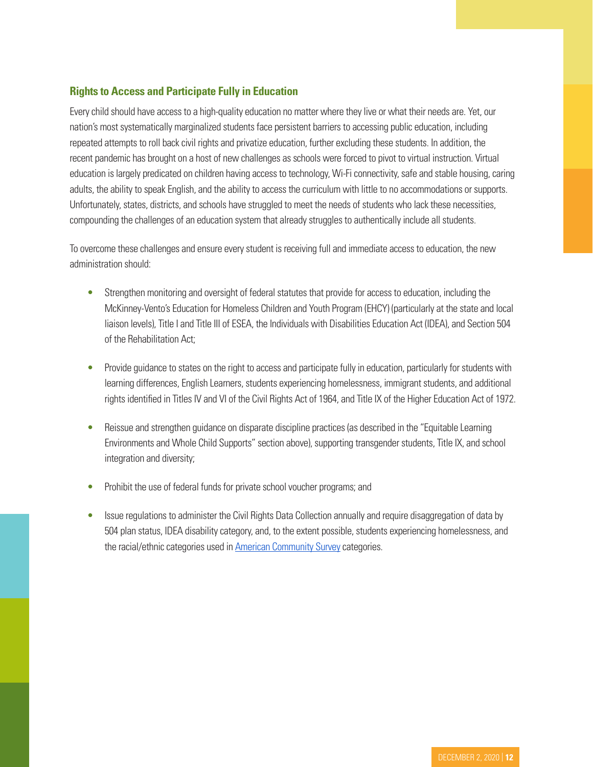### Rights to Access and Participate Fully in Education

Every child should have access to a high-quality education no matter where they live or what their needs are. Yet, our nation's most systematically marginalized students face persistent barriers to accessing public education, including repeated attempts to roll back civil rights and privatize education, further excluding these students. In addition, the recent pandemic has brought on a host of new challenges as schools were forced to pivot to virtual instruction. Virtual education is largely predicated on children having access to technology, Wi-Fi connectivity, safe and stable housing, caring adults, the ability to speak English, and the ability to access the curriculum with little to no accommodations or supports. Unfortunately, states, districts, and schools have struggled to meet the needs of students who lack these necessities, compounding the challenges of an education system that already struggles to authentically include all students.

To overcome these challenges and ensure every student is receiving full and immediate access to education, the new administration should:

- Strengthen monitoring and oversight of federal statutes that provide for access to education, including the McKinney-Vento's Education for Homeless Children and Youth Program (EHCY) (particularly at the state and local liaison levels), Title I and Title III of ESEA, the Individuals with Disabilities Education Act (IDEA), and Section 504 of the Rehabilitation Act;

- Provide guidance to states on the right to access and participate fully in education, particularly for students with learning differences, English Learners, students experiencing homelessness, immigrant students, and additional rights identified in Titles IV and VI of the Civil Rights Act of 1964, and Title IX of the Higher Education Act of 1972.

- Reissue and strengthen guidance on disparate discipline practices (as described in the "Equitable Learning Environments and Whole Child Supports" section above), supporting transgender students, Title IX, and school integration and diversity;

- Prohibit the use of federal funds for private school voucher programs; and

- Issue regulations to administer the Civil Rights Data Collection annually and require disaggregation of data by 504 plan status, IDEA disability category, and, to the extent possible, students experiencing homelessness, and the racial/ethnic categories used in American Community Survey categories.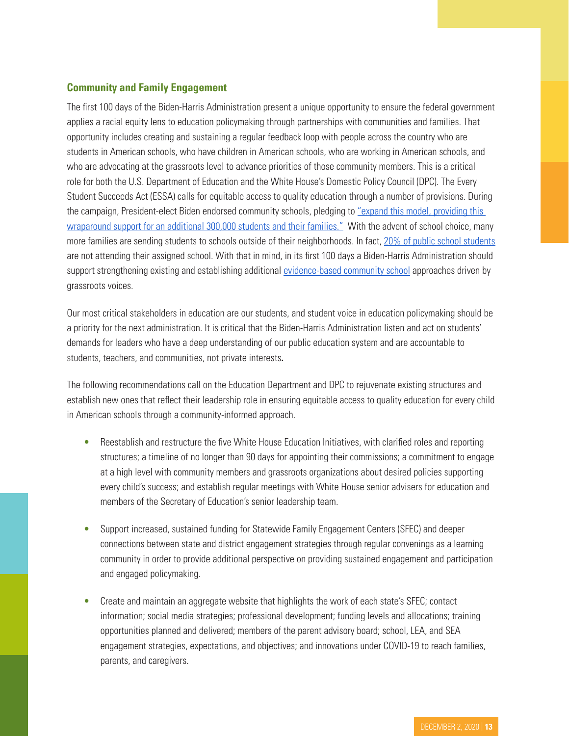### Community and Family Engagement

The first 100 days of the Biden-Harris Administration present a unique opportunity to ensure the federal government applies a racial equity lens to education policymaking through partnerships with communities and families. That opportunity includes creating and sustaining a regular feedback loop with people across the country who are students in American schools, who have children in American schools, who are working in American schools, and who are advocating at the grassroots level to advance priorities of those community members. This is a critical role for both the U.S. Department of Education and the White House's Domestic Policy Council (DPC). The Every Student Succeeds Act (ESSA) calls for equitable access to quality education through a number of provisions. During the campaign, President-elect Biden endorsed community schools, pledging to "expand this model, providing this wraparound support for an additional 300,000 students and their families." With the advent of school choice, many more families are sending students to schools outside of their neighborhoods. In fact, 20% of public school students are not attending their assigned school. With that in mind, in its first 100 days a Biden-Harris Administration should support strengthening existing and establishing additional evidence-based community school approaches driven by grassroots voices.

Our most critical stakeholders in education are our students, and student voice in education policymaking should be a priority for the next administration. It is critical that the Biden-Harris Administration listen and act on students' demands for leaders who have a deep understanding of our public education system and are accountable to students, teachers, and communities, not private interests.

The following recommendations call on the Education Department and DPC to rejuvenate existing structures and establish new ones that reflect their leadership role in ensuring equitable access to quality education for every child in American schools through a community-informed approach.

- Reestablish and restructure the five White House Education Initiatives, with clarified roles and reporting structures; a timeline of no longer than 90 days for appointing their commissions; a commitment to engage at a high level with community members and grassroots organizations about desired policies supporting every child's success; and establish regular meetings with White House senior advisers for education and members of the Secretary of Education's senior leadership team.

- Support increased, sustained funding for Statewide Family Engagement Centers (SFEC) and deeper connections between state and district engagement strategies through regular convenings as a learning community in order to provide additional perspective on providing sustained engagement and participation and engaged policymaking.

- Create and maintain an aggregate website that highlights the work of each state's SFEC; contact information; social media strategies; professional development; funding levels and allocations; training opportunities planned and delivered; members of the parent advisory board; school, LEA, and SEA engagement strategies, expectations, and objectives; and innovations under COVID-19 to reach families, parents, and caregivers.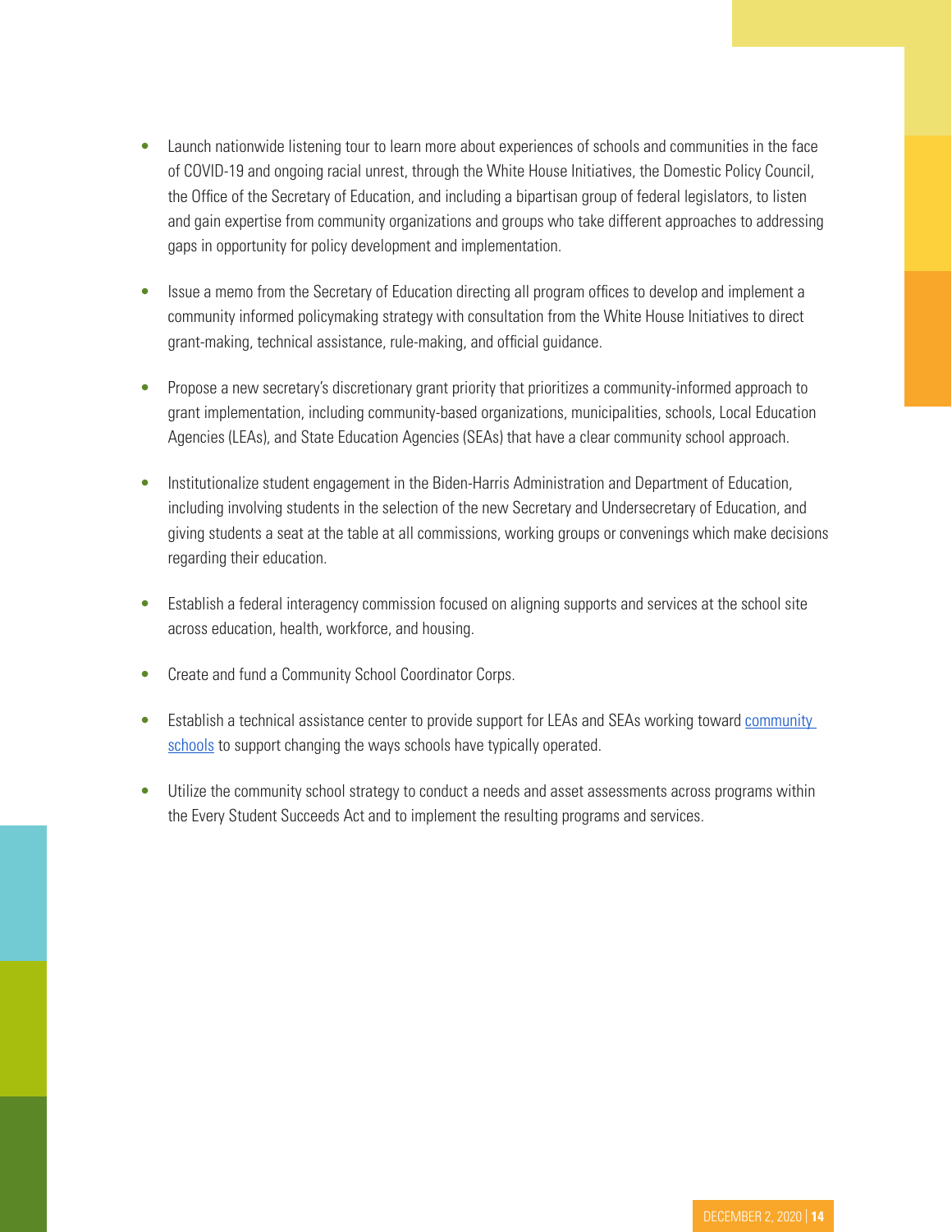- Launch nationwide listening tour to learn more about experiences of schools and communities in the face of COVID-19 and ongoing racial unrest, through the White House Initiatives, the Domestic Policy Council, the Office of the Secretary of Education, and including a bipartisan group of federal legislators, to listen and gain expertise from community organizations and groups who take different approaches to addressing gaps in opportunity for policy development and implementation.

- Issue a memo from the Secretary of Education directing all program offices to develop and implement a community informed policymaking strategy with consultation from the White House Initiatives to direct grant-making, technical assistance, rule-making, and official guidance.

- Propose a new secretary's discretionary grant priority that prioritizes a community-informed approach to grant implementation, including community-based organizations, municipalities, schools, Local Education Agencies (LEAs), and State Education Agencies (SEAs) that have a clear community school approach.

- Institutionalize student engagement in the Biden-Harris Administration and Department of Education, including involving students in the selection of the new Secretary and Undersecretary of Education, and giving students a seat at the table at all commissions, working groups or convenings which make decisions regarding their education.

- Establish a federal interagency commission focused on aligning supports and services at the school site across education, health, workforce, and housing.

- Create and fund a Community School Coordinator Corps.

- Establish a technical assistance center to provide support for LEAs and SEAs working toward community schools to support changing the ways schools have typically operated.

- Utilize the community school strategy to conduct a needs and asset assessments across programs within the Every Student Succeeds Act and to implement the resulting programs and services.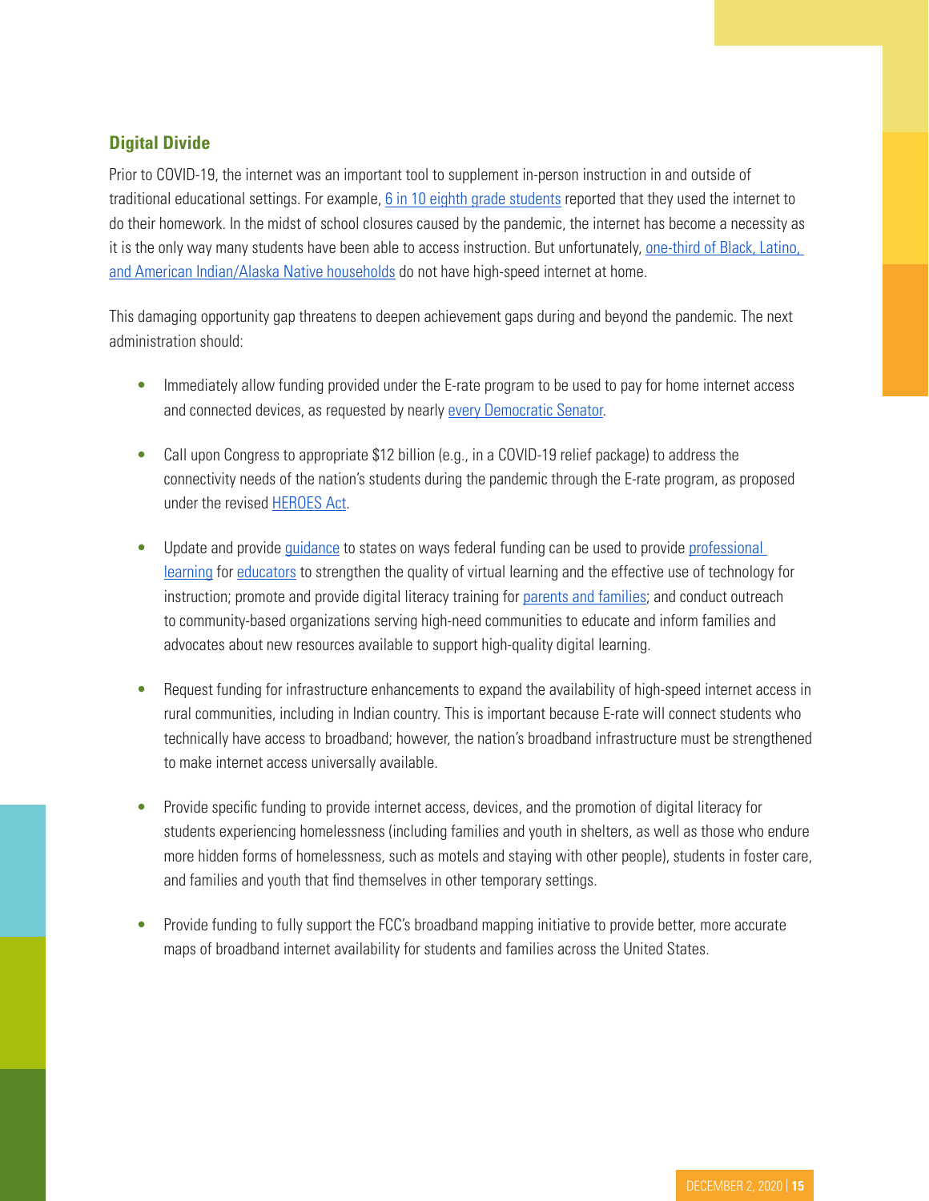### Digital Divide

Prior to COVID-19, the internet was an important tool to supplement in-person instruction in and outside of traditional educational settings. For example, 6 in 10 eighth grade students reported that they used the internet to do their homework. In the midst of school closures caused by the pandemic, the internet has become a necessity as it is the only way many students have been able to access instruction. But unfortunately, one-third of Black, Latino, and American Indian/Alaska Native households do not have high-speed internet at home.

This damaging opportunity gap threatens to deepen achievement gaps during and beyond the pandemic. The next administration should:

- Immediately allow funding provided under the E-rate program to be used to pay for home internet access and connected devices, as requested by nearly every Democratic Senator.
- Call upon Congress to appropriate $12 billion (e.g., in a COVID-19 relief package) to address the connectivity needs of the nation's students during the pandemic through the E-rate program, as proposed under the revised HEROES Act.
- Update and provide guidance to states on ways federal funding can be used to provide professional learning for educators to strengthen the quality of virtual learning and the effective use of technology for instruction; promote and provide digital literacy training for parents and families; and conduct outreach to community-based organizations serving high-need communities to educate and inform families and advocates about new resources available to support high-quality digital learning.
- Request funding for infrastructure enhancements to expand the availability of high-speed internet access in rural communities, including in Indian country. This is important because E-rate will connect students who technically have access to broadband; however, the nation's broadband infrastructure must be strengthened to make internet access universally available.
- Provide specific funding to provide internet access, devices, and the promotion of digital literacy for students experiencing homelessness (including families and youth in shelters, as well as those who endure more hidden forms of homelessness, such as motels and staying with other people), students in foster care, and families and youth that find themselves in other temporary settings.
- Provide funding to fully support the FCC's broadband mapping initiative to provide better, more accurate maps of broadband internet availability for students and families across the United States.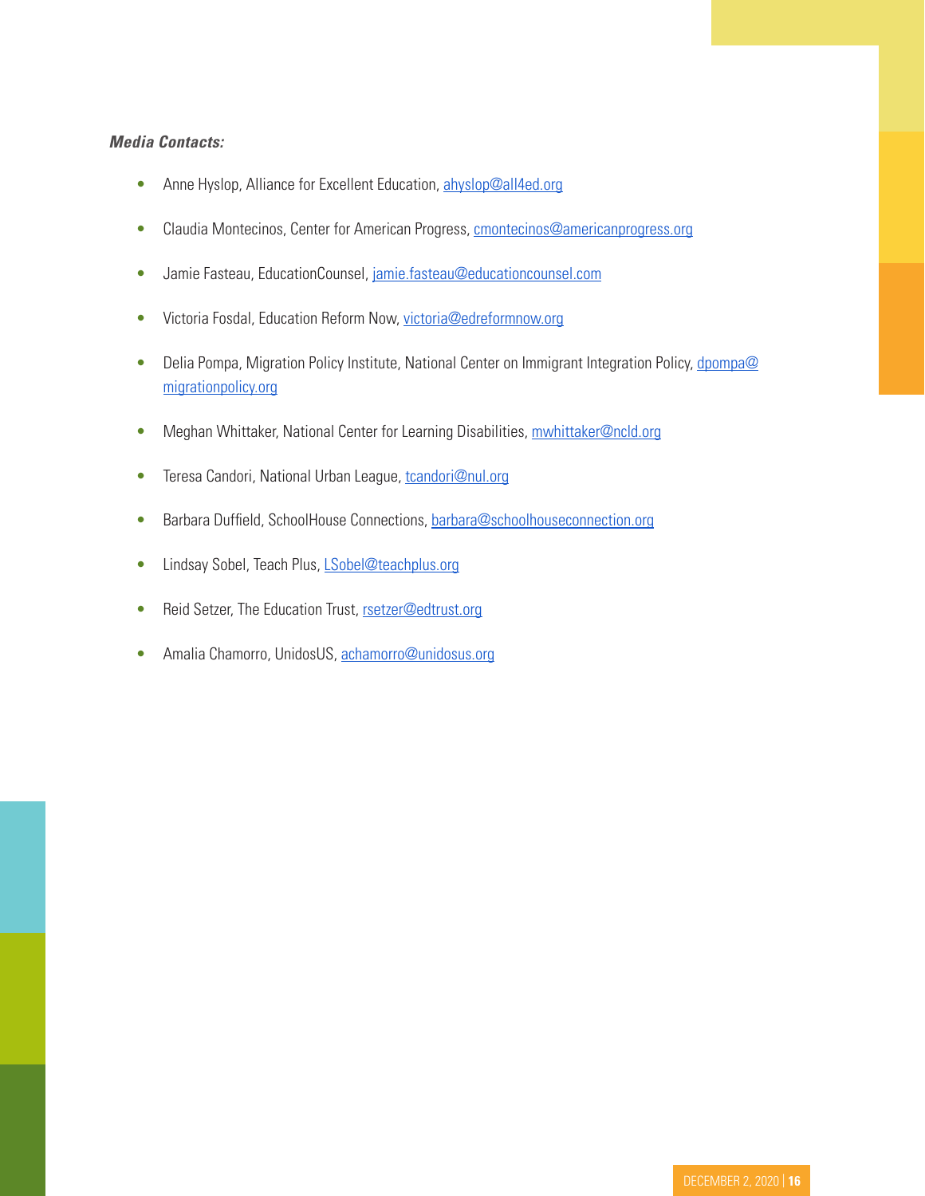***Media Contacts:***

- Anne Hyslop, Alliance for Excellent Education, ahyslop@all4ed.org
- Claudia Montecinos, Center for American Progress, cmontecinos@americanprogress.org
- Jamie Fasteau, EducationCounsel, jamie.fasteau@educationcounsel.com
- Victoria Fosdal, Education Reform Now, victoria@edreformnow.org
- Delia Pompa, Migration Policy Institute, National Center on Immigrant Integration Policy, dpompa@migrationpolicy.org
- Meghan Whittaker, National Center for Learning Disabilities, mwhittaker@ncld.org
- Teresa Candori, National Urban League, tcandori@nul.org
- Barbara Duffield, SchoolHouse Connections, barbara@schoolhouseconnection.org
- Lindsay Sobel, Teach Plus, LSobel@teachplus.org
- Reid Setzer, The Education Trust, rsetzer@edtrust.org
- Amalia Chamorro, UnidosUS, achamorro@unidosus.org